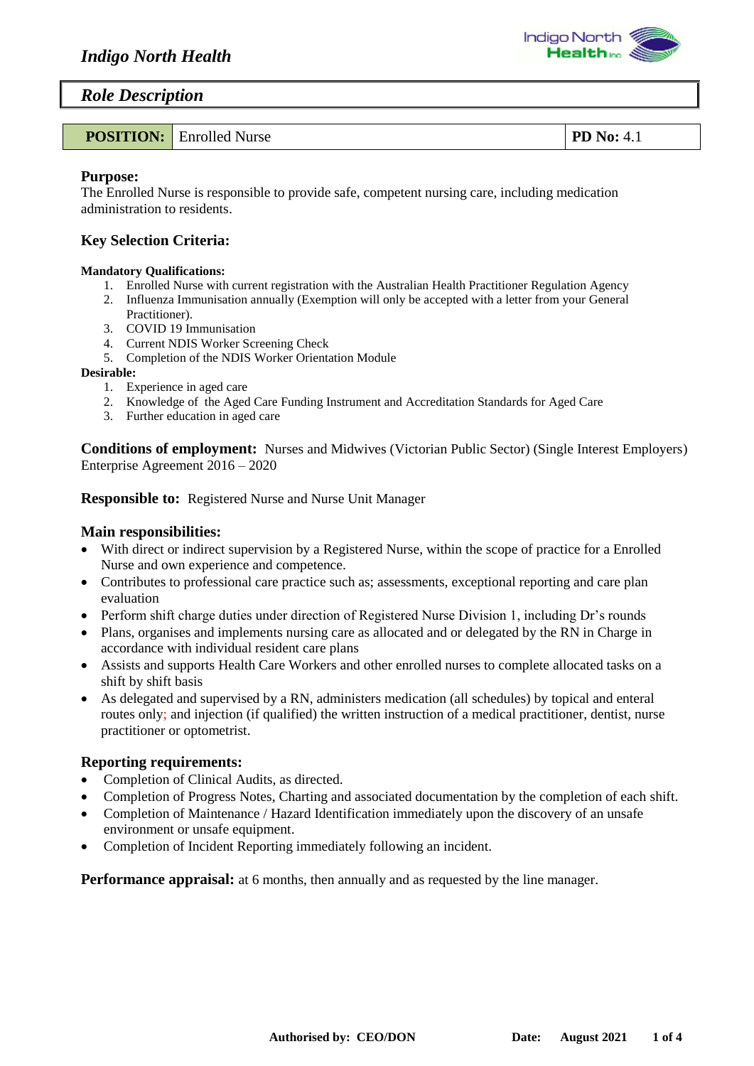# *Indigo North Health*

## *Role Description*

| **POSITION:** | Enrolled Nurse | **PD No:** 4.1 |
|---|---|---|

### Purpose:

The Enrolled Nurse is responsible to provide safe, competent nursing care, including medication administration to residents.

### Key Selection Criteria:

**Mandatory Qualifications:**

1. Enrolled Nurse with current registration with the Australian Health Practitioner Regulation Agency
2. Influenza Immunisation annually (Exemption will only be accepted with a letter from your General Practitioner).
3. COVID 19 Immunisation
4. Current NDIS Worker Screening Check
5. Completion of the NDIS Worker Orientation Module

**Desirable:**

1. Experience in aged care
2. Knowledge of the Aged Care Funding Instrument and Accreditation Standards for Aged Care
3. Further education in aged care

**Conditions of employment:** Nurses and Midwives (Victorian Public Sector) (Single Interest Employers) Enterprise Agreement 2016 – 2020

**Responsible to:** Registered Nurse and Nurse Unit Manager

### Main responsibilities:

- With direct or indirect supervision by a Registered Nurse, within the scope of practice for a Enrolled Nurse and own experience and competence.
- Contributes to professional care practice such as; assessments, exceptional reporting and care plan evaluation
- Perform shift charge duties under direction of Registered Nurse Division 1, including Dr's rounds
- Plans, organises and implements nursing care as allocated and or delegated by the RN in Charge in accordance with individual resident care plans
- Assists and supports Health Care Workers and other enrolled nurses to complete allocated tasks on a shift by shift basis
- As delegated and supervised by a RN, administers medication (all schedules) by topical and enteral routes only; and injection (if qualified) the written instruction of a medical practitioner, dentist, nurse practitioner or optometrist.

### Reporting requirements:

- Completion of Clinical Audits, as directed.
- Completion of Progress Notes, Charting and associated documentation by the completion of each shift.
- Completion of Maintenance / Hazard Identification immediately upon the discovery of an unsafe environment or unsafe equipment.
- Completion of Incident Reporting immediately following an incident.

**Performance appraisal:** at 6 months, then annually and as requested by the line manager.

**Authorised by: CEO/DON** **Date: August 2021**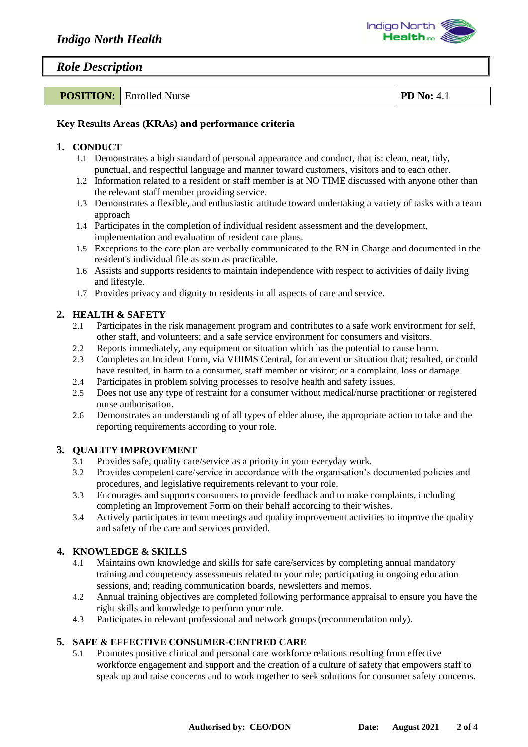# Indigo North Health

## Role Description

| **POSITION:** | Enrolled Nurse | **PD No:** 4.1 |
|---|---|---|

### Key Results Areas (KRAs) and performance criteria

**1. CONDUCT**

- 1.1 Demonstrates a high standard of personal appearance and conduct, that is: clean, neat, tidy, punctual, and respectful language and manner toward customers, visitors and to each other.
- 1.2 Information related to a resident or staff member is at NO TIME discussed with anyone other than the relevant staff member providing service.
- 1.3 Demonstrates a flexible, and enthusiastic attitude toward undertaking a variety of tasks with a team approach
- 1.4 Participates in the completion of individual resident assessment and the development, implementation and evaluation of resident care plans.
- 1.5 Exceptions to the care plan are verbally communicated to the RN in Charge and documented in the resident's individual file as soon as practicable.
- 1.6 Assists and supports residents to maintain independence with respect to activities of daily living and lifestyle.
- 1.7 Provides privacy and dignity to residents in all aspects of care and service.

**2. HEALTH & SAFETY**

- 2.1 Participates in the risk management program and contributes to a safe work environment for self, other staff, and volunteers; and a safe service environment for consumers and visitors.
- 2.2 Reports immediately, any equipment or situation which has the potential to cause harm.
- 2.3 Completes an Incident Form, via VHIMS Central, for an event or situation that; resulted, or could have resulted, in harm to a consumer, staff member or visitor; or a complaint, loss or damage.
- 2.4 Participates in problem solving processes to resolve health and safety issues.
- 2.5 Does not use any type of restraint for a consumer without medical/nurse practitioner or registered nurse authorisation.
- 2.6 Demonstrates an understanding of all types of elder abuse, the appropriate action to take and the reporting requirements according to your role.

**3. QUALITY IMPROVEMENT**

- 3.1 Provides safe, quality care/service as a priority in your everyday work.
- 3.2 Provides competent care/service in accordance with the organisation's documented policies and procedures, and legislative requirements relevant to your role.
- 3.3 Encourages and supports consumers to provide feedback and to make complaints, including completing an Improvement Form on their behalf according to their wishes.
- 3.4 Actively participates in team meetings and quality improvement activities to improve the quality and safety of the care and services provided.

**4. KNOWLEDGE & SKILLS**

- 4.1 Maintains own knowledge and skills for safe care/services by completing annual mandatory training and competency assessments related to your role; participating in ongoing education sessions, and; reading communication boards, newsletters and memos.
- 4.2 Annual training objectives are completed following performance appraisal to ensure you have the right skills and knowledge to perform your role.
- 4.3 Participates in relevant professional and network groups (recommendation only).

**5. SAFE & EFFECTIVE CONSUMER-CENTRED CARE**

- 5.1 Promotes positive clinical and personal care workforce relations resulting from effective workforce engagement and support and the creation of a culture of safety that empowers staff to speak up and raise concerns and to work together to seek solutions for consumer safety concerns.

**Authorised by: CEO/DON** **Date: August 2021**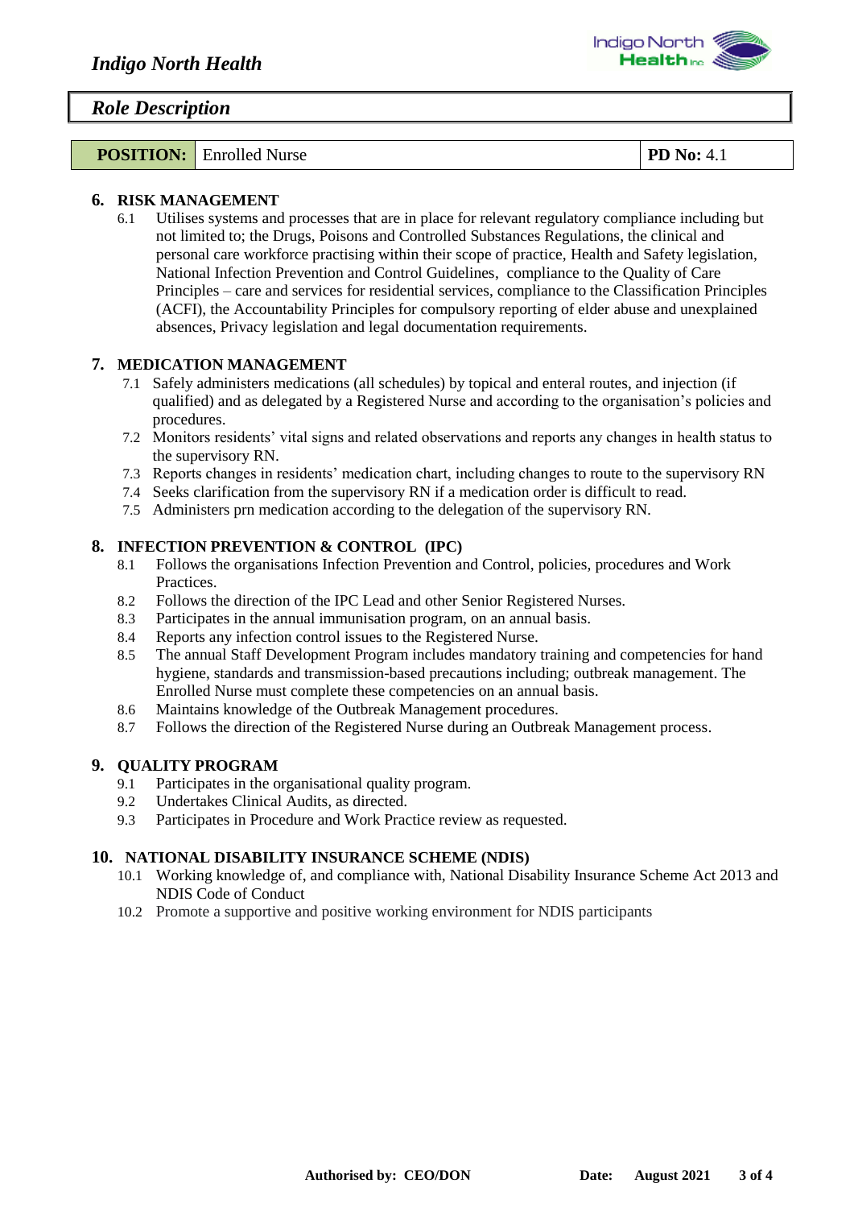| POSITION: | Enrolled Nurse | PD No: 4.1 |
|---|---|---|

## 6. RISK MANAGEMENT

6.1 Utilises systems and processes that are in place for relevant regulatory compliance including but not limited to; the Drugs, Poisons and Controlled Substances Regulations, the clinical and personal care workforce practising within their scope of practice, Health and Safety legislation, National Infection Prevention and Control Guidelines, compliance to the Quality of Care Principles – care and services for residential services, compliance to the Classification Principles (ACFI), the Accountability Principles for compulsory reporting of elder abuse and unexplained absences, Privacy legislation and legal documentation requirements.

## 7. MEDICATION MANAGEMENT

7.1 Safely administers medications (all schedules) by topical and enteral routes, and injection (if qualified) and as delegated by a Registered Nurse and according to the organisation's policies and procedures.

7.2 Monitors residents' vital signs and related observations and reports any changes in health status to the supervisory RN.

7.3 Reports changes in residents' medication chart, including changes to route to the supervisory RN

7.4 Seeks clarification from the supervisory RN if a medication order is difficult to read.

7.5 Administers prn medication according to the delegation of the supervisory RN.

## 8. INFECTION PREVENTION & CONTROL (IPC)

8.1 Follows the organisations Infection Prevention and Control, policies, procedures and Work Practices.

8.2 Follows the direction of the IPC Lead and other Senior Registered Nurses.

8.3 Participates in the annual immunisation program, on an annual basis.

8.4 Reports any infection control issues to the Registered Nurse.

8.5 The annual Staff Development Program includes mandatory training and competencies for hand hygiene, standards and transmission-based precautions including; outbreak management. The Enrolled Nurse must complete these competencies on an annual basis.

8.6 Maintains knowledge of the Outbreak Management procedures.

8.7 Follows the direction of the Registered Nurse during an Outbreak Management process.

## 9. QUALITY PROGRAM

9.1 Participates in the organisational quality program.

9.2 Undertakes Clinical Audits, as directed.

9.3 Participates in Procedure and Work Practice review as requested.

## 10. NATIONAL DISABILITY INSURANCE SCHEME (NDIS)

10.1 Working knowledge of, and compliance with, National Disability Insurance Scheme Act 2013 and NDIS Code of Conduct

10.2 Promote a supportive and positive working environment for NDIS participants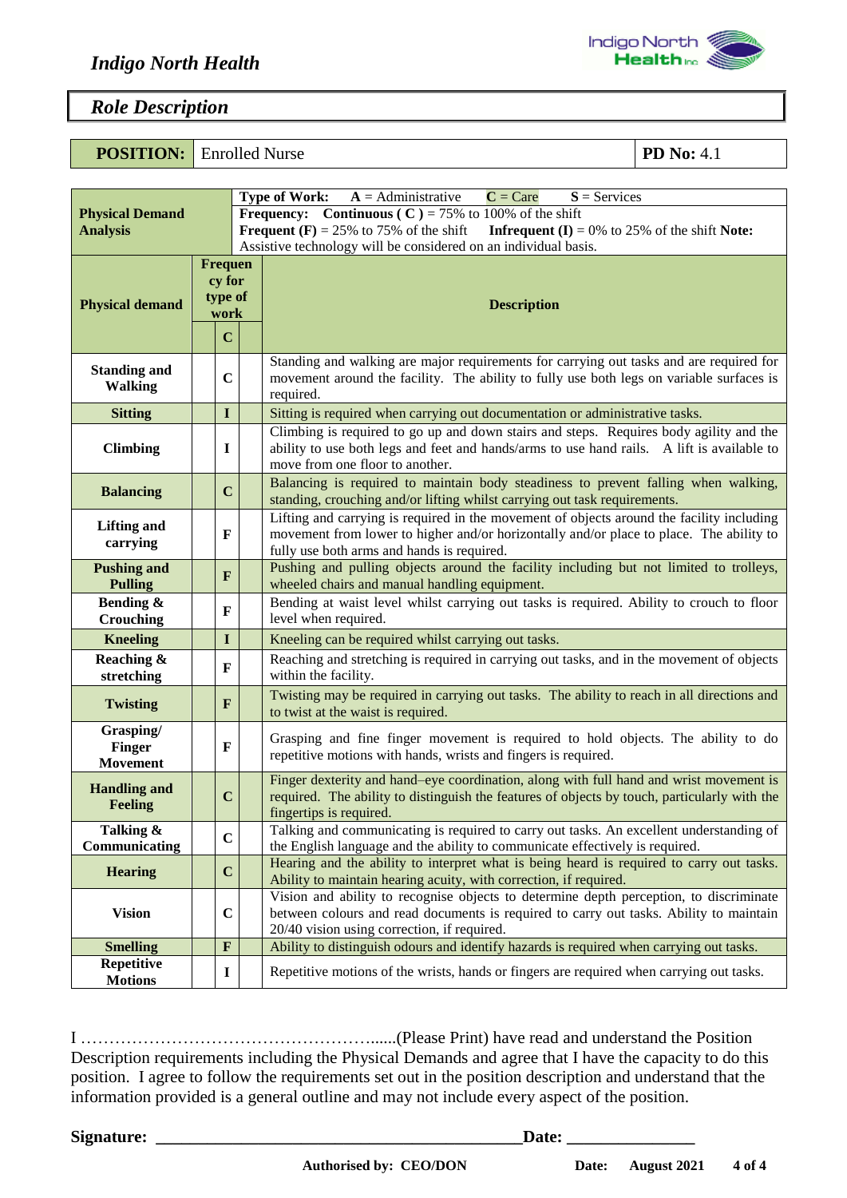*Indigo North Health*

## *Role Description*

| **POSITION:** | Enrolled Nurse | **PD No:** 4.1 |
|---|---|---|

| **Physical Demand Analysis** | | | | **Type of Work:** **A** = Administrative **C** = Care **S** = Services<br>**Frequency:** **Continuous ( C )** = 75% to 100% of the shift<br>**Frequent (F)** = 25% to 75% of the shift **Infrequent (I)** = 0% to 25% of the shift **Note:** Assistive technology will be considered on an individual basis. |
|---|---|---|---|---|
| **Physical demand** | **Frequency for type of work** | | | **Description** |
| | | **C** | | |
| **Standing and Walking** | | C | | Standing and walking are major requirements for carrying out tasks and are required for movement around the facility. The ability to fully use both legs on variable surfaces is required. |
| **Sitting** | | I | | Sitting is required when carrying out documentation or administrative tasks. |
| **Climbing** | | I | | Climbing is required to go up and down stairs and steps. Requires body agility and the ability to use both legs and feet and hands/arms to use hand rails. A lift is available to move from one floor to another. |
| **Balancing** | | C | | Balancing is required to maintain body steadiness to prevent falling when walking, standing, crouching and/or lifting whilst carrying out task requirements. |
| **Lifting and carrying** | | F | | Lifting and carrying is required in the movement of objects around the facility including movement from lower to higher and/or horizontally and/or place to place. The ability to fully use both arms and hands is required. |
| **Pushing and Pulling** | | F | | Pushing and pulling objects around the facility including but not limited to trolleys, wheeled chairs and manual handling equipment. |
| **Bending & Crouching** | | F | | Bending at waist level whilst carrying out tasks is required. Ability to crouch to floor level when required. |
| **Kneeling** | | I | | Kneeling can be required whilst carrying out tasks. |
| **Reaching & stretching** | | F | | Reaching and stretching is required in carrying out tasks, and in the movement of objects within the facility. |
| **Twisting** | | F | | Twisting may be required in carrying out tasks. The ability to reach in all directions and to twist at the waist is required. |
| **Grasping/ Finger Movement** | | F | | Grasping and fine finger movement is required to hold objects. The ability to do repetitive motions with hands, wrists and fingers is required. |
| **Handling and Feeling** | | C | | Finger dexterity and hand–eye coordination, along with full hand and wrist movement is required. The ability to distinguish the features of objects by touch, particularly with the fingertips is required. |
| **Talking & Communicating** | | C | | Talking and communicating is required to carry out tasks. An excellent understanding of the English language and the ability to communicate effectively is required. |
| **Hearing** | | C | | Hearing and the ability to interpret what is being heard is required to carry out tasks. Ability to maintain hearing acuity, with correction, if required. |
| **Vision** | | C | | Vision and ability to recognise objects to determine depth perception, to discriminate between colours and read documents is required to carry out tasks. Ability to maintain 20/40 vision using correction, if required. |
| **Smelling** | | F | | Ability to distinguish odours and identify hazards is required when carrying out tasks. |
| **Repetitive Motions** | | I | | Repetitive motions of the wrists, hands or fingers are required when carrying out tasks. |

I ……………………………………………......(Please Print) have read and understand the Position Description requirements including the Physical Demands and agree that I have the capacity to do this position. I agree to follow the requirements set out in the position description and understand that the information provided is a general outline and may not include every aspect of the position.

**Signature:** ___________________________________________**Date:** _______________

**Authorised by: CEO/DON** **Date: August 2021**